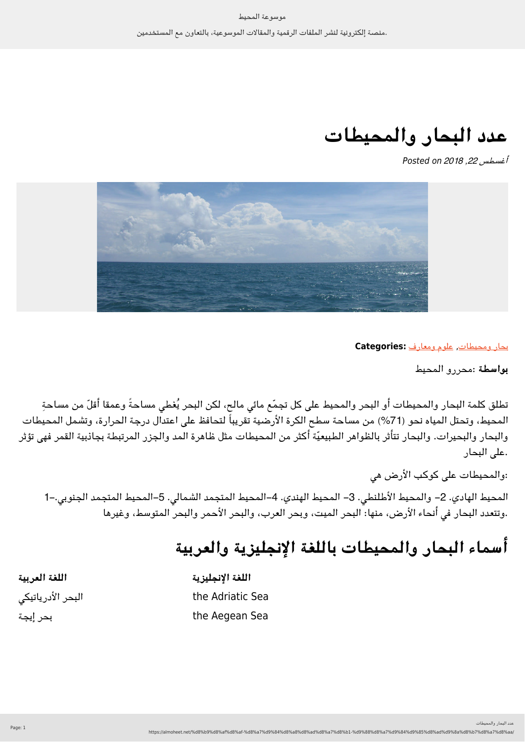# عدد البحار والمحيطات

*Posted on 2018 ,22 أغسطس*

**Categories:** بحار ومحيطات, علوم ومعارف

**بواسطة:** محررو المحيط

تطلق كلمة البحار والمحيطات أو البحر والمحيط على كل تجمّع مائي مالح، لكن البحر يُغطي مساحةً وعمقا أقلّ من مساحةِ المحيط، وتحتل المياه نحو (71%) من مساحة سطح الكرة الأرضية تقريباً لتحافظ على اعتدال درجة الحرارة، وتشمل المحيطات والبحار والبحيرات. والبحار تتأثر بالظواهر الطبيعيّة أكثر من المحيطات مثل ظاهرة المد والجزر المرتبطة بجاذبية القمر فهى تؤثر على البحار.

والمحيطات على كوكب الأرض هي:

1- المحيط الهادي. 2- والمحيط الأطلنطي. 3- المحيط الهندي. 4-المحيط المتجمد الشمالي. 5-المحيط المتجمد الجنوبي. وتتعدد البحار في أنحاء الأرض، منها: البحر الميت، وبحر العرب، والبحر الأحمر والبحر المتوسط، وغيرها.

## أسماء البحار والمحيطات باللغة الإنجليزية والعربية

| اللغة العربية | اللغة الإنجليزية |
|---|---|
| البحر الأدرياتيكي | the Adriatic Sea |
| بحر إيجة | the Aegean Sea |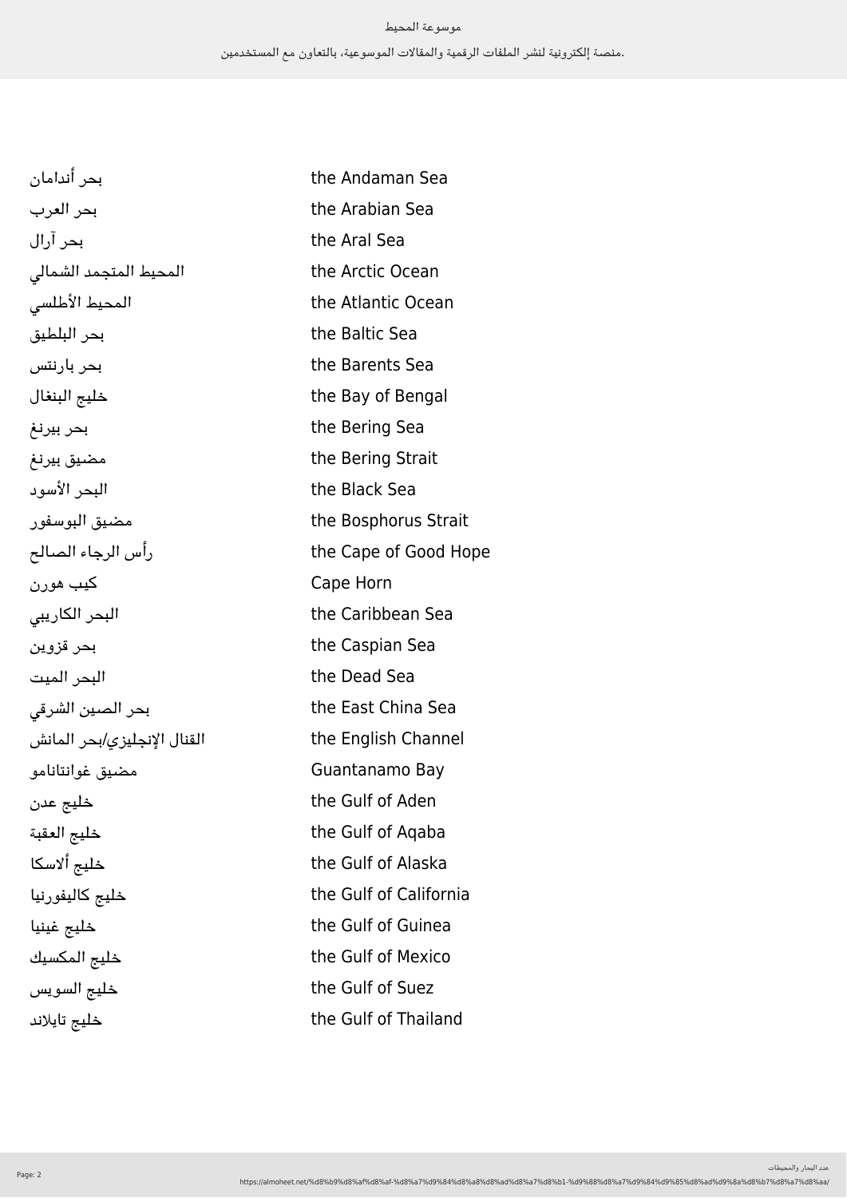| | |
|---|---|
| بحر أندامان | the Andaman Sea |
| بحر العرب | the Arabian Sea |
| بحر آرال | the Aral Sea |
| المحيط المتجمد الشمالي | the Arctic Ocean |
| المحيط الأطلسي | the Atlantic Ocean |
| بحر البلطيق | the Baltic Sea |
| بحر بارنتس | the Barents Sea |
| خليج البنغال | the Bay of Bengal |
| بحر بيرنغ | the Bering Sea |
| مضيق بيرنغ | the Bering Strait |
| البحر الأسود | the Black Sea |
| مضيق البوسفور | the Bosphorus Strait |
| رأس الرجاء الصالح | the Cape of Good Hope |
| كيب هورن | Cape Horn |
| البحر الكاريبي | the Caribbean Sea |
| بحر قزوين | the Caspian Sea |
| البحر الميت | the Dead Sea |
| بحر الصين الشرقي | the East China Sea |
| القنال الإنجليزي/بحر المانش | the English Channel |
| مضيق غوانتانامو | Guantanamo Bay |
| خليج عدن | the Gulf of Aden |
| خليج العقبة | the Gulf of Aqaba |
| خليج ألاسكا | the Gulf of Alaska |
| خليج كاليفورنيا | the Gulf of California |
| خليج غينيا | the Gulf of Guinea |
| خليج المكسيك | the Gulf of Mexico |
| خليج السويس | the Gulf of Suez |
| خليج تايلاند | the Gulf of Thailand |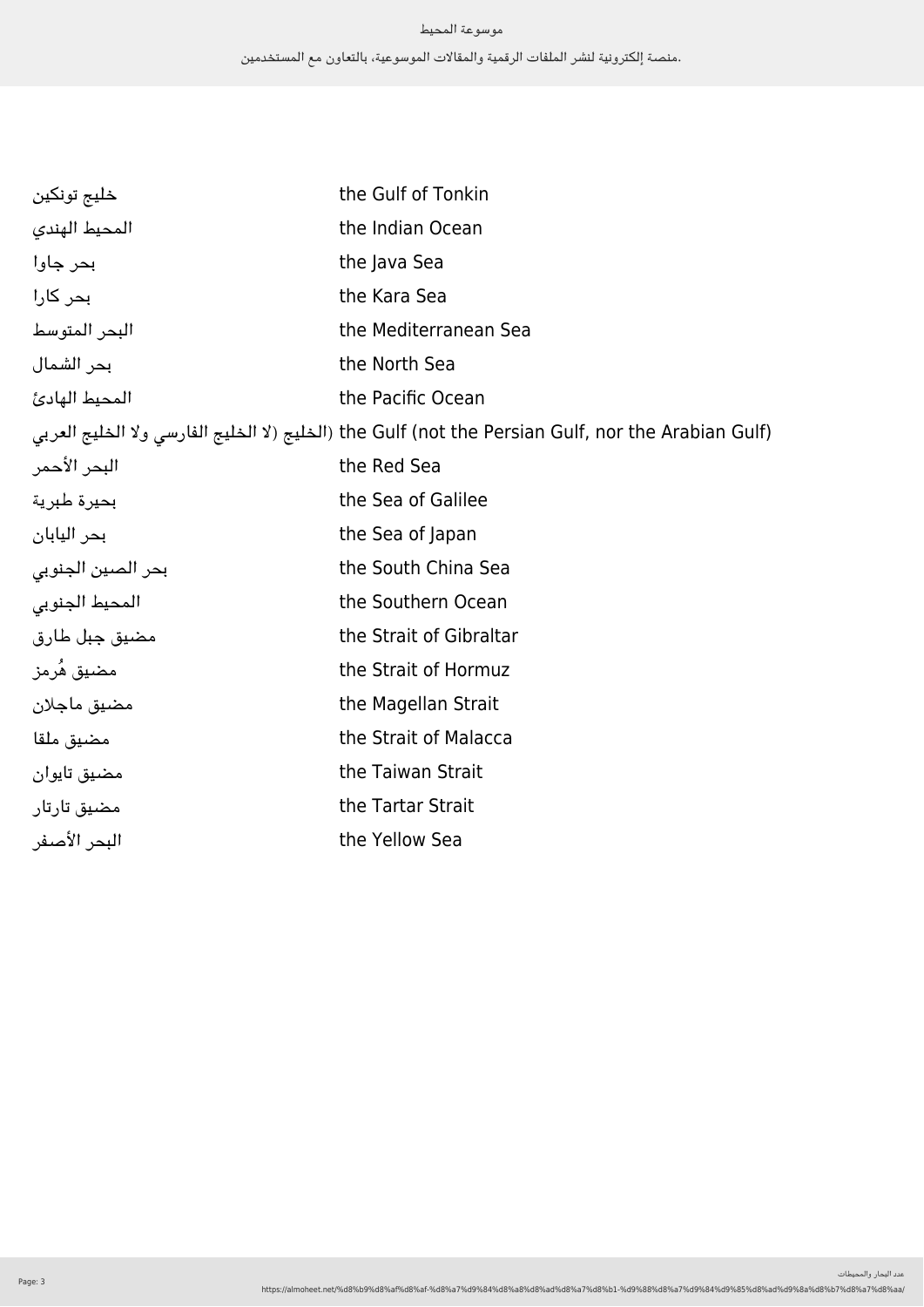| | |
|---|---|
| خليج تونكين | the Gulf of Tonkin |
| المحيط الهندي | the Indian Ocean |
| بحر جاوا | the Java Sea |
| بحر كارا | the Kara Sea |
| البحر المتوسط | the Mediterranean Sea |
| بحر الشمال | the North Sea |
| المحيط الهادئ | the Pacific Ocean |
| الخليج (لا الخليج الفارسي ولا الخليج العربي) | the Gulf (not the Persian Gulf, nor the Arabian Gulf) |
| البحر الأحمر | the Red Sea |
| بحيرة طبرية | the Sea of Galilee |
| بحر اليابان | the Sea of Japan |
| بحر الصين الجنوبي | the South China Sea |
| المحيط الجنوبي | the Southern Ocean |
| مضيق جبل طارق | the Strait of Gibraltar |
| مضيق هُرمز | the Strait of Hormuz |
| مضيق ماجلان | the Magellan Strait |
| مضيق ملقا | the Strait of Malacca |
| مضيق تايوان | the Taiwan Strait |
| مضيق تارتار | the Tartar Strait |
| البحر الأصفر | the Yellow Sea |